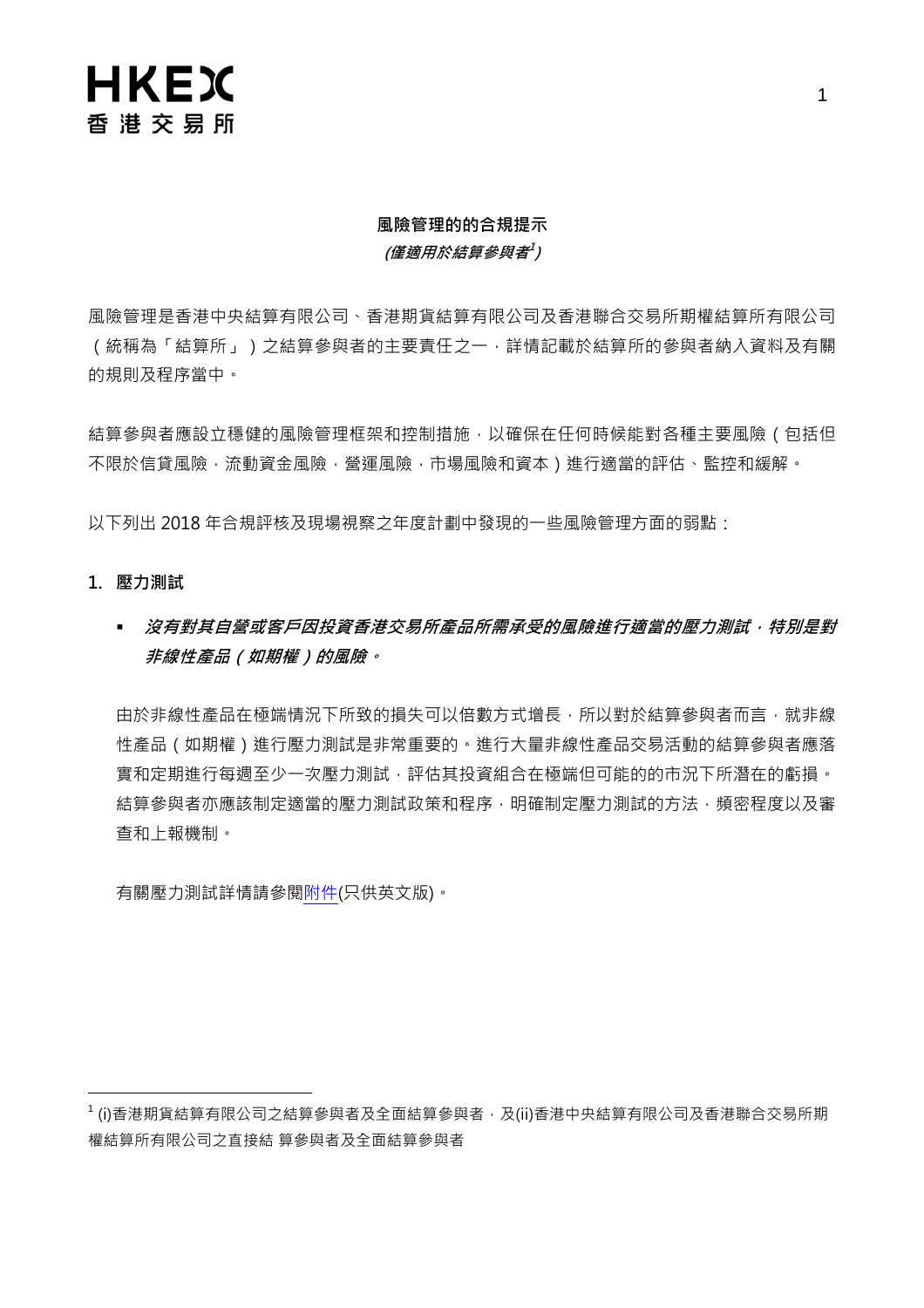HKEX
香 港 交 易 所

**風險管理的的合規提示**
***(僅適用於結算參與者[1])***

風險管理是香港中央結算有限公司、香港期貨結算有限公司及香港聯合交易所期權結算所有限公司（統稱為「結算所」）之結算參與者的主要責任之一，詳情記載於結算所的參與者納入資料及有關的規則及程序當中。

結算參與者應設立穩健的風險管理框架和控制措施，以確保在任何時候能對各種主要風險（包括但不限於信貸風險，流動資金風險，營運風險，市場風險和資本）進行適當的評估、監控和緩解。

以下列出 2018 年合規評核及現場視察之年度計劃中發現的一些風險管理方面的弱點：

**1. 壓力測試**

- ***沒有對其自營或客戶因投資香港交易所產品所需承受的風險進行適當的壓力測試，特別是對非線性產品（如期權）的風險。***

由於非線性產品在極端情況下所致的損失可以倍數方式增長，所以對於結算參與者而言，就非線性產品（如期權）進行壓力測試是非常重要的。進行大量非線性產品交易活動的結算參與者應落實和定期進行每週至少一次壓力測試，評估其投資組合在極端但可能的的市況下所潛在的虧損。結算參與者亦應該制定適當的壓力測試政策和程序，明確制定壓力測試的方法，頻密程度以及審查和上報機制。

有關壓力測試詳情請參閱附件(只供英文版)。

---

[1] (i)香港期貨結算有限公司之結算參與者及全面結算參與者，及(ii)香港中央結算有限公司及香港聯合交易所期權結算所有限公司之直接結 算參與者及全面結算參與者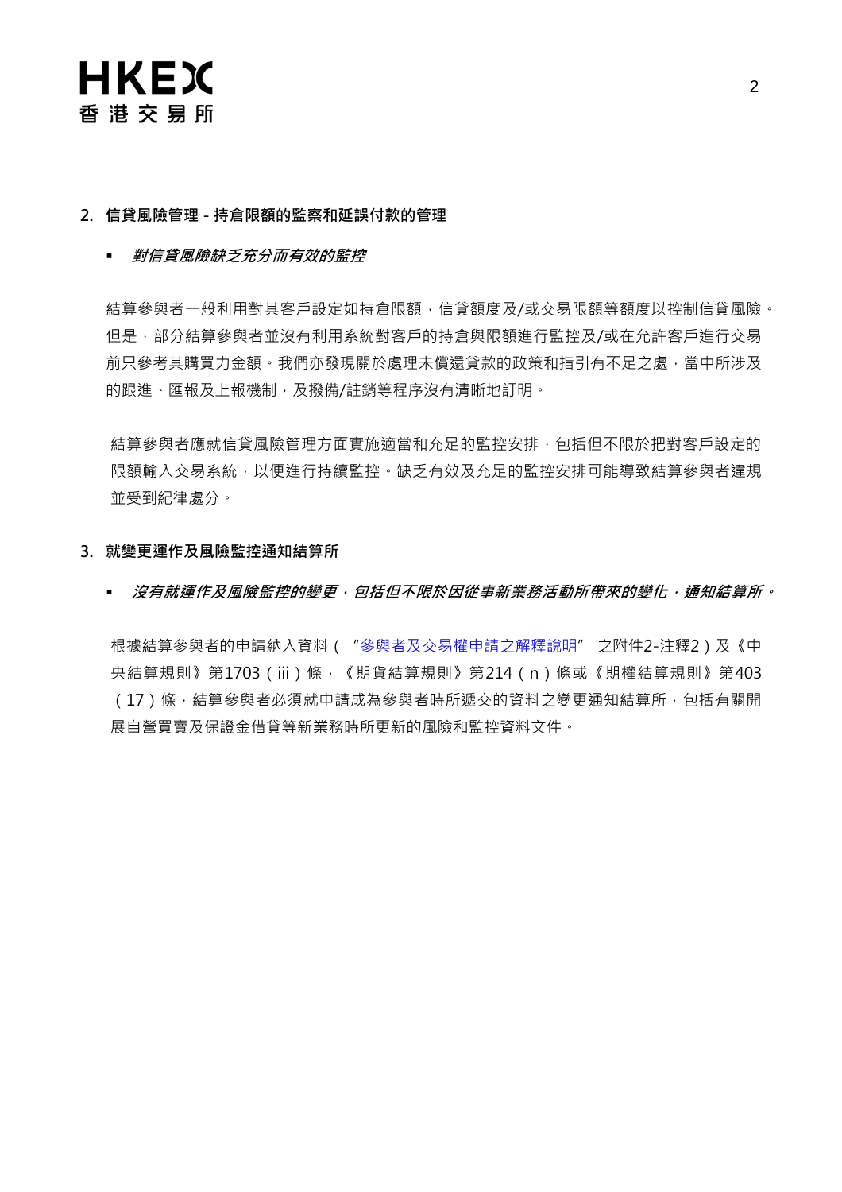## 2. 信貸風險管理 - 持倉限額的監察和延誤付款的管理

- ***對信貸風險缺乏充分而有效的監控***

結算參與者一般利用對其客戶設定如持倉限額，信貸額度及/或交易限額等額度以控制信貸風險。但是，部分結算參與者並沒有利用系統對客戶的持倉與限額進行監控及/或在允許客戶進行交易前只參考其購買力金額。我們亦發現關於處理未償還貸款的政策和指引有不足之處，當中所涉及的跟進、匯報及上報機制，及撥備/註銷等程序沒有清晰地訂明。

結算參與者應就信貸風險管理方面實施適當和充足的監控安排，包括但不限於把對客戶設定的限額輸入交易系統，以便進行持續監控。缺乏有效及充足的監控安排可能導致結算參與者違規並受到紀律處分。

## 3. 就變更運作及風險監控通知結算所

- ***沒有就運作及風險監控的變更，包括但不限於因從事新業務活動所帶來的變化，通知結算所。***

根據結算參與者的申請納入資料（"參與者及交易權申請之解釋說明" 之附件2-注釋2）及《中央結算規則》第1703（iii）條，《期貨結算規則》第214（n）條或《期權結算規則》第403（17）條，結算參與者必須就申請成為參與者時所遞交的資料之變更通知結算所，包括有關開展自營買賣及保證金借貸等新業務時所更新的風險和監控資料文件。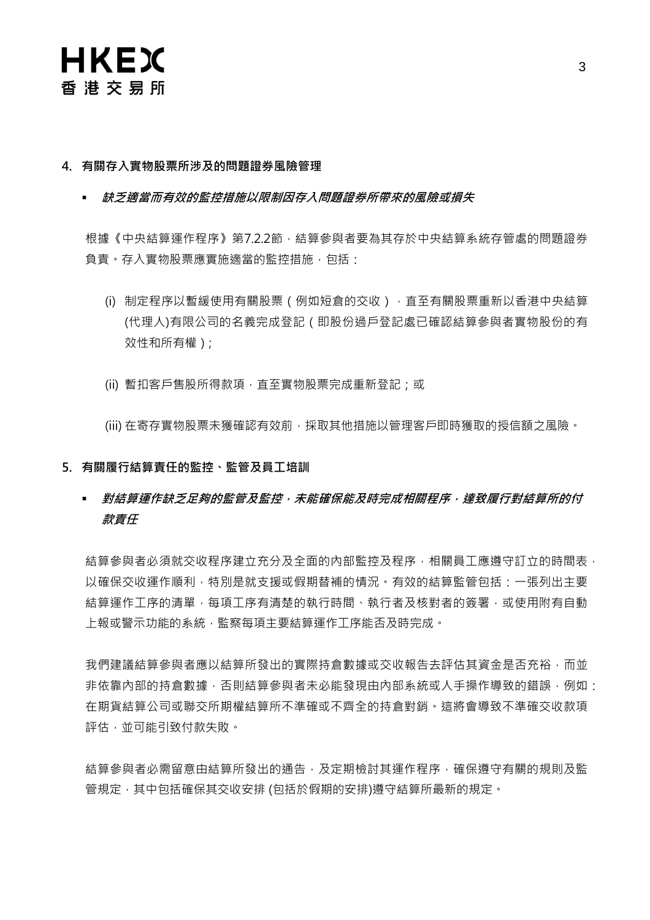## 4. 有關存入實物股票所涉及的問題證券風險管理

- ***缺乏適當而有效的監控措施以限制因存入問題證券所帶來的風險或損失***

根據《中央結算運作程序》第7.2.2節，結算參與者要為其存於中央結算系統存管處的問題證券負責。存入實物股票應實施適當的監控措施，包括：

(i) 制定程序以暫緩使用有關股票（例如短倉的交收），直至有關股票重新以香港中央結算(代理人)有限公司的名義完成登記（即股份過戶登記處已確認結算參與者實物股份的有效性和所有權）；

(ii) 暫扣客戶售股所得款項，直至實物股票完成重新登記；或

(iii) 在寄存實物股票未獲確認有效前，採取其他措施以管理客戶即時獲取的授信額之風險。

## 5. 有關履行結算責任的監控、監管及員工培訓

- ***對結算運作缺乏足夠的監管及監控，未能確保能及時完成相關程序，達致履行對結算所的付款責任***

結算參與者必須就交收程序建立充分及全面的內部監控及程序，相關員工應遵守訂立的時間表，以確保交收運作順利，特別是就支援或假期替補的情況。有效的結算監管包括：一張列出主要結算運作工序的清單，每項工序有清楚的執行時間、執行者及核對者的簽署，或使用附有自動上報或警示功能的系統，監察每項主要結算運作工序能否及時完成。

我們建議結算參與者應以結算所發出的實際持倉數據或交收報告去評估其資金是否充裕，而並非依靠內部的持倉數據，否則結算參與者未必能發現由內部系統或人手操作導致的錯誤，例如：在期貨結算公司或聯交所期權結算所不準確或不齊全的持倉對銷。這將會導致不準確交收款項評估，並可能引致付款失敗。

結算參與者必需留意由結算所發出的通告，及定期檢討其運作程序，確保遵守有關的規則及監管規定，其中包括確保其交收安排 (包括於假期的安排)遵守結算所最新的規定。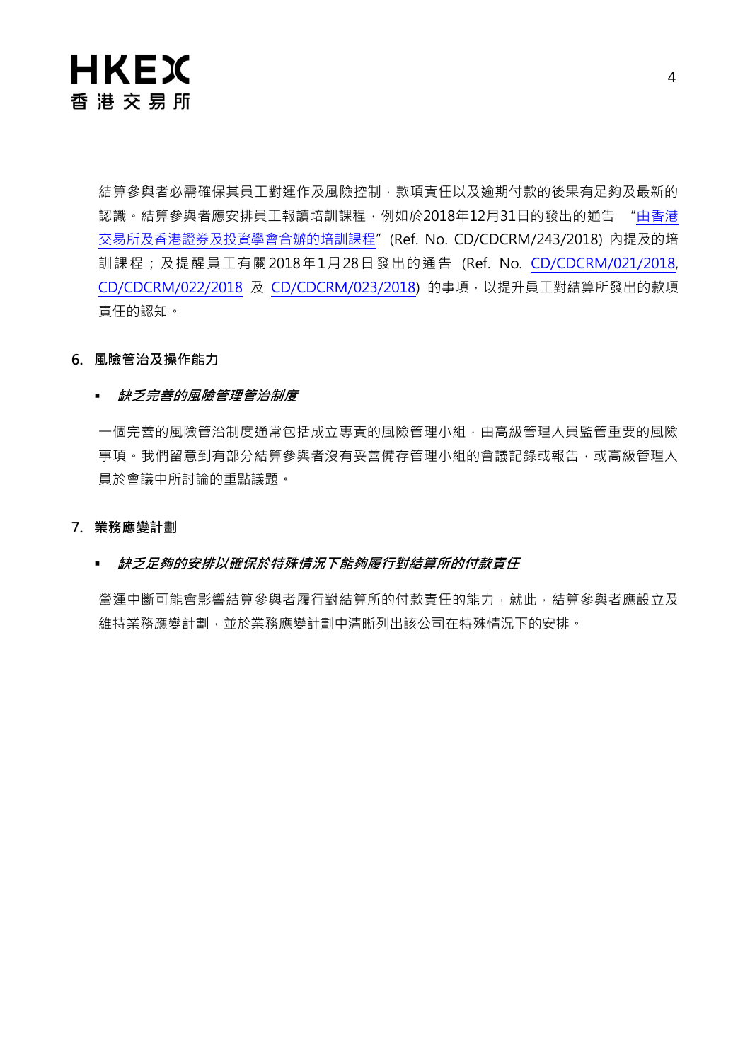結算參與者必需確保其員工對運作及風險控制，款項責任以及逾期付款的後果有足夠及最新的認識。結算參與者應安排員工報讀培訓課程，例如於2018年12月31日的發出的通告 "由香港交易所及香港證券及投資學會合辦的培訓課程" (Ref. No. CD/CDCRM/243/2018) 內提及的培訓課程；及提醒員工有關2018年1月28日發出的通告 (Ref. No. CD/CDCRM/021/2018, CD/CDCRM/022/2018 及 CD/CDCRM/023/2018) 的事項，以提升員工對結算所發出的款項責任的認知。

## 6. 風險管治及操作能力

- ***缺乏完善的風險管理管治制度***

一個完善的風險管治制度通常包括成立專責的風險管理小組，由高級管理人員監管重要的風險事項。我們留意到有部分結算參與者沒有妥善備存管理小組的會議記錄或報告，或高級管理人員於會議中所討論的重點議題。

## 7. 業務應變計劃

- ***缺乏足夠的安排以確保於特殊情況下能夠履行對結算所的付款責任***

營運中斷可能會影響結算參與者履行對結算所的付款責任的能力，就此，結算參與者應設立及維持業務應變計劃，並於業務應變計劃中清晰列出該公司在特殊情況下的安排。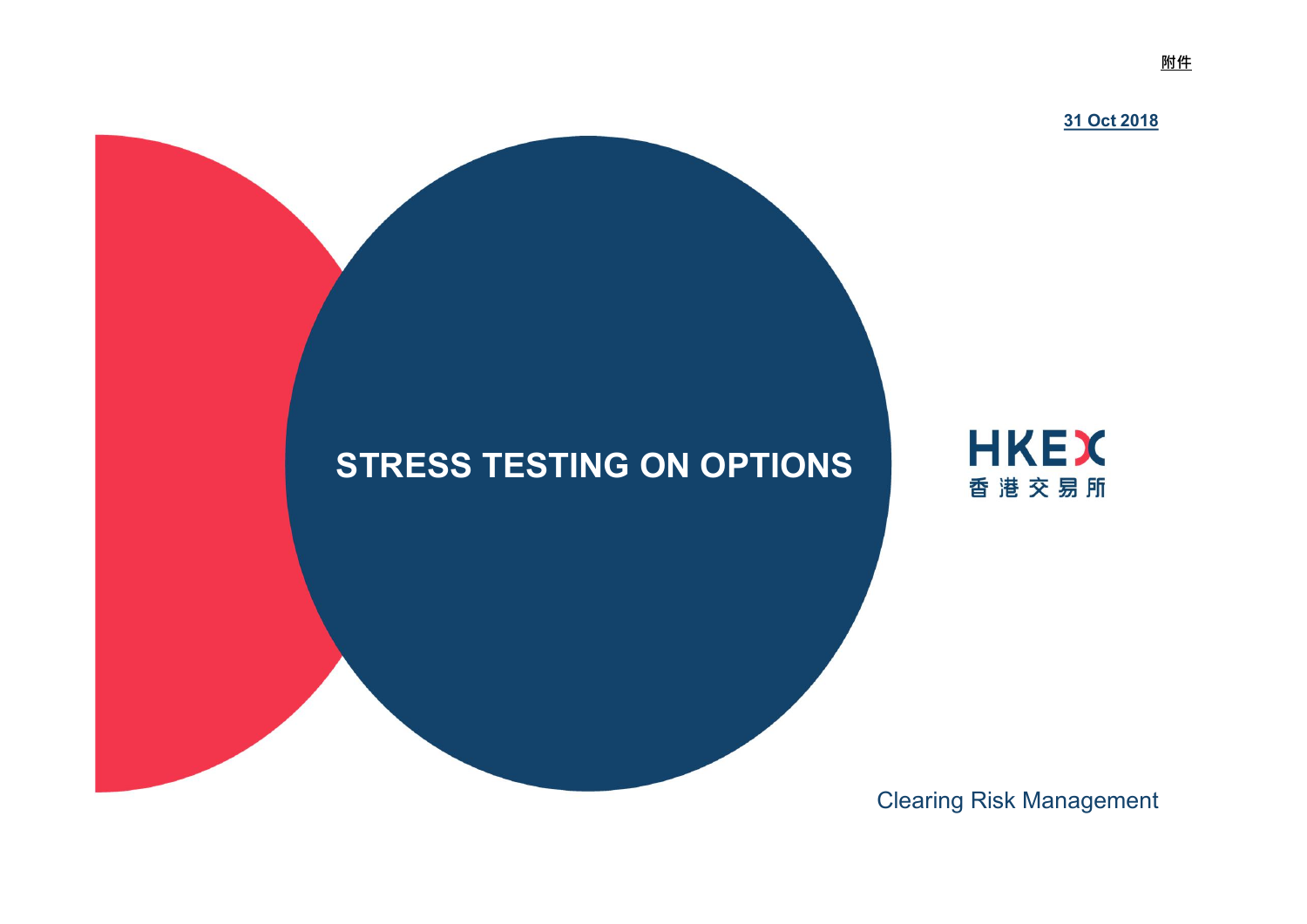附件

**31 Oct 2018**

# STRESS TESTING ON OPTIONS

HKEX
香港交易所

Clearing Risk Management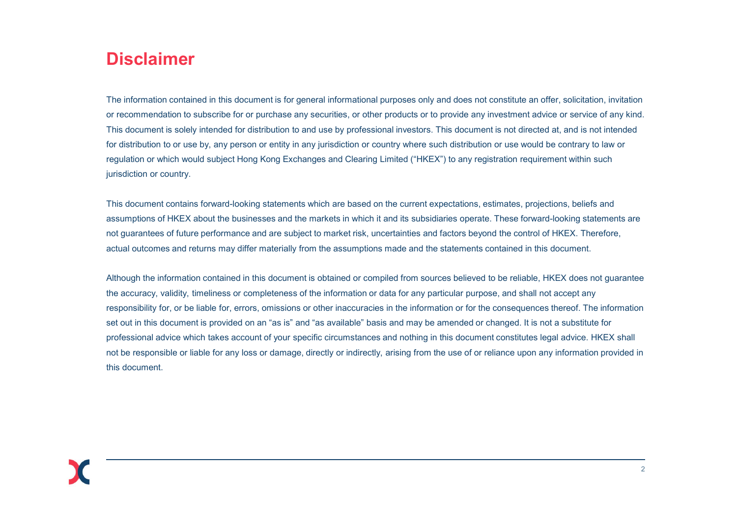# Disclaimer

The information contained in this document is for general informational purposes only and does not constitute an offer, solicitation, invitation or recommendation to subscribe for or purchase any securities, or other products or to provide any investment advice or service of any kind. This document is solely intended for distribution to and use by professional investors. This document is not directed at, and is not intended for distribution to or use by, any person or entity in any jurisdiction or country where such distribution or use would be contrary to law or regulation or which would subject Hong Kong Exchanges and Clearing Limited ("HKEX") to any registration requirement within such jurisdiction or country.

This document contains forward-looking statements which are based on the current expectations, estimates, projections, beliefs and assumptions of HKEX about the businesses and the markets in which it and its subsidiaries operate. These forward-looking statements are not guarantees of future performance and are subject to market risk, uncertainties and factors beyond the control of HKEX. Therefore, actual outcomes and returns may differ materially from the assumptions made and the statements contained in this document.

Although the information contained in this document is obtained or compiled from sources believed to be reliable, HKEX does not guarantee the accuracy, validity, timeliness or completeness of the information or data for any particular purpose, and shall not accept any responsibility for, or be liable for, errors, omissions or other inaccuracies in the information or for the consequences thereof. The information set out in this document is provided on an "as is" and "as available" basis and may be amended or changed. It is not a substitute for professional advice which takes account of your specific circumstances and nothing in this document constitutes legal advice. HKEX shall not be responsible or liable for any loss or damage, directly or indirectly, arising from the use of or reliance upon any information provided in this document.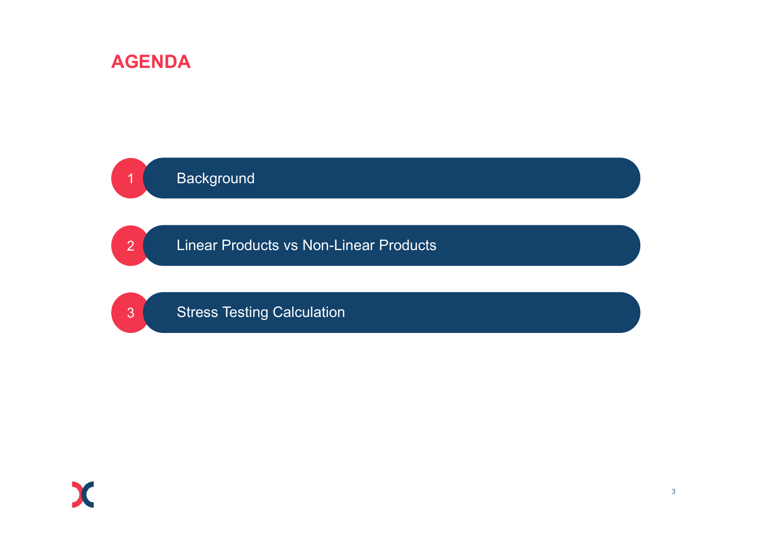# AGENDA

1. Background
2. Linear Products vs Non-Linear Products
3. Stress Testing Calculation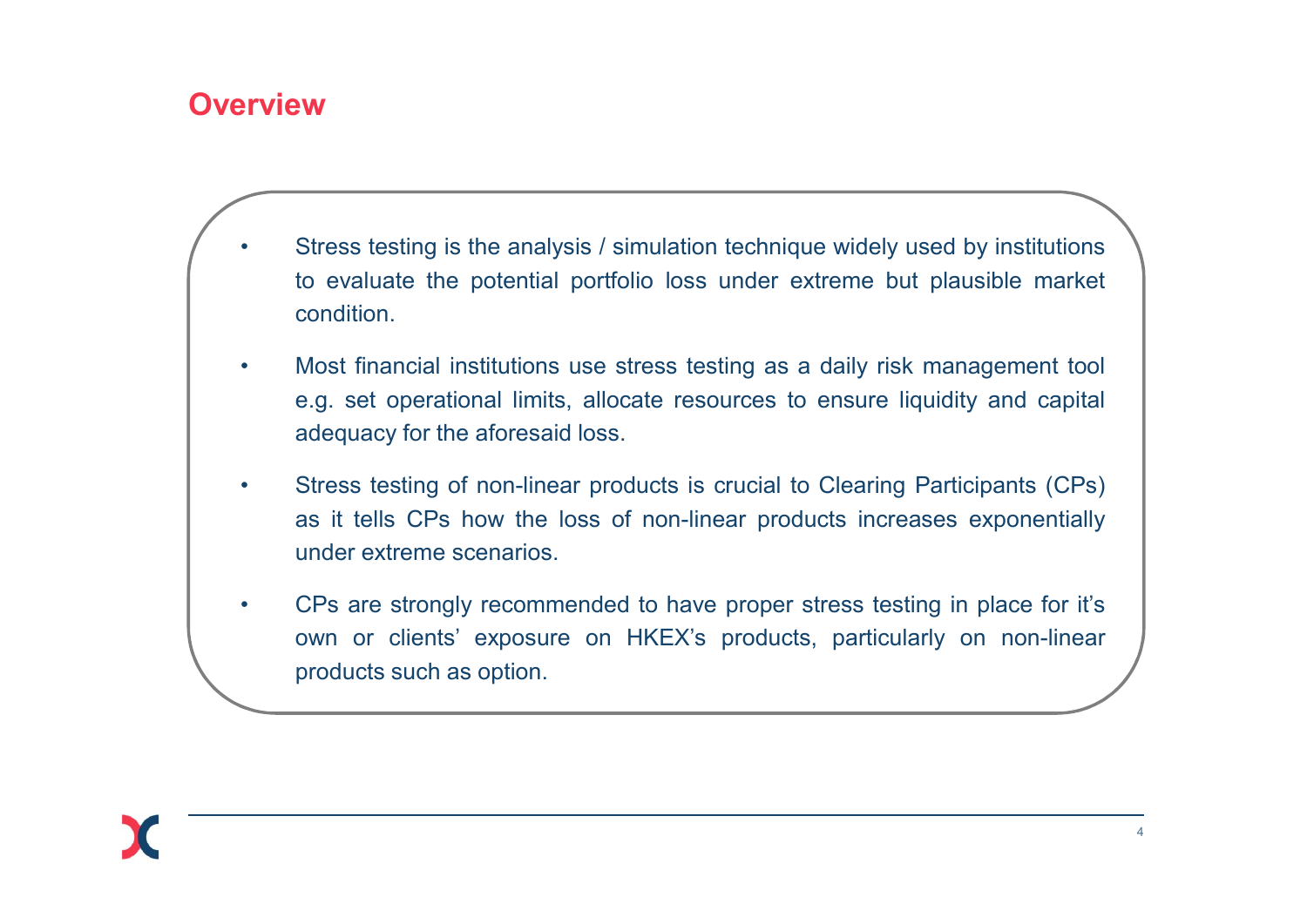## Overview

- Stress testing is the analysis / simulation technique widely used by institutions to evaluate the potential portfolio loss under extreme but plausible market condition.
- Most financial institutions use stress testing as a daily risk management tool e.g. set operational limits, allocate resources to ensure liquidity and capital adequacy for the aforesaid loss.
- Stress testing of non-linear products is crucial to Clearing Participants (CPs) as it tells CPs how the loss of non-linear products increases exponentially under extreme scenarios.
- CPs are strongly recommended to have proper stress testing in place for it's own or clients' exposure on HKEX's products, particularly on non-linear products such as option.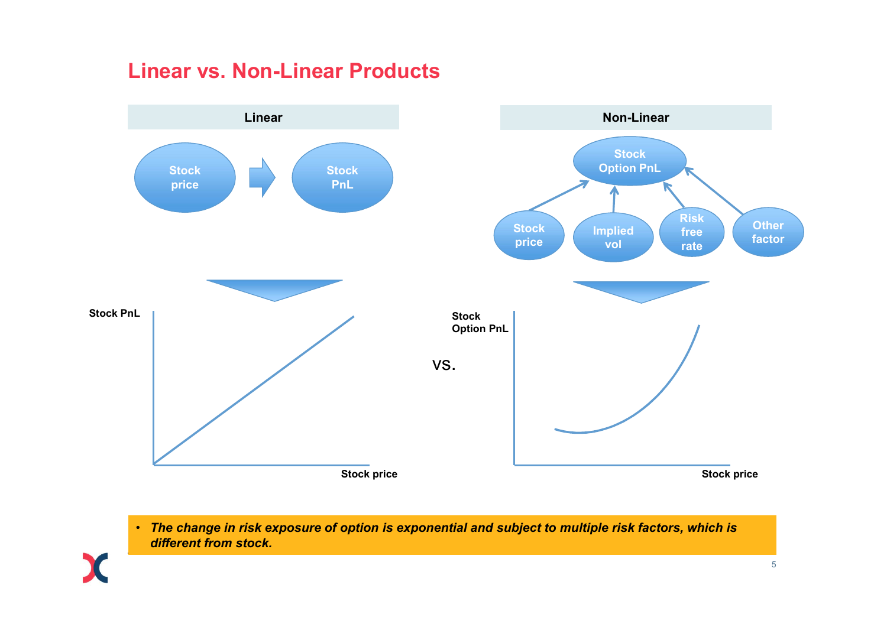# Linear vs. Non-Linear Products

| Linear | Non-Linear |
| --- | --- |
| Stock price → Stock PnL | Stock price, Implied vol, Risk free rate, Other factor → Stock Option PnL |

Stock PnL

Stock price

VS.

Stock Option PnL

Stock price

- ***The change in risk exposure of option is exponential and subject to multiple risk factors, which is different from stock.***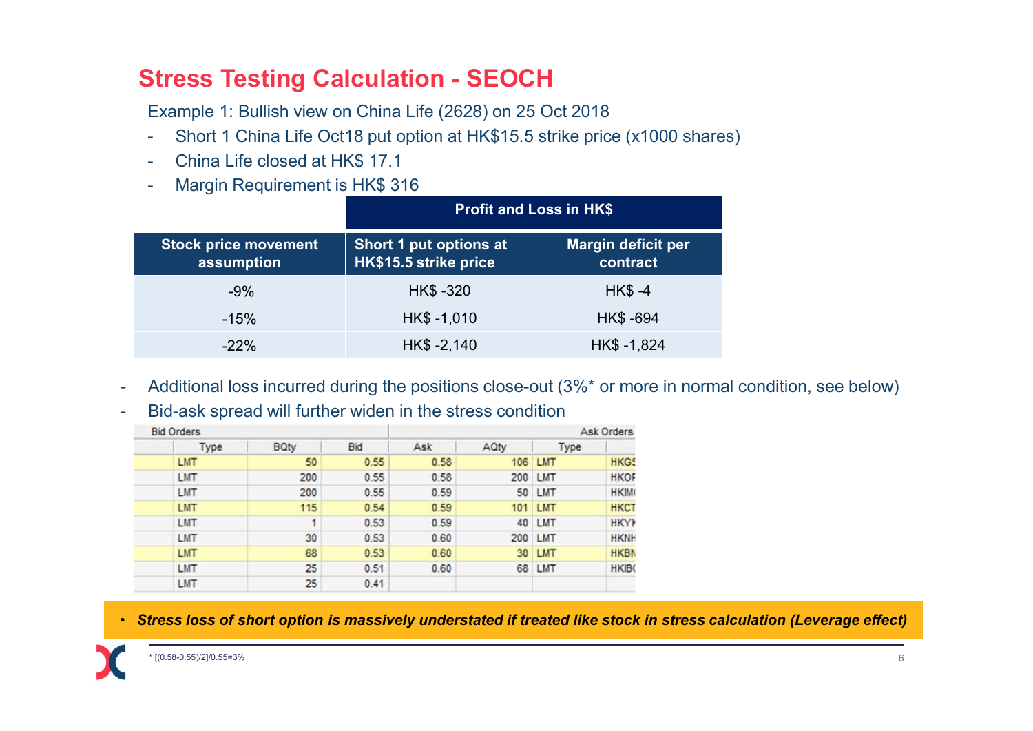## Stress Testing Calculation - SEOCH

Example 1: Bullish view on China Life (2628) on 25 Oct 2018

- Short 1 China Life Oct18 put option at HK$15.5 strike price (x1000 shares)
- China Life closed at HK$ 17.1
- Margin Requirement is HK$ 316

| | Profit and Loss in HK$ | |
|---|---|---|
| **Stock price movement assumption** | **Short 1 put options at HK$15.5 strike price** | **Margin deficit per contract** |
| -9% | HK$ -320 | HK$ -4 |
| -15% | HK$ -1,010 | HK$ -694 |
| -22% | HK$ -2,140 | HK$ -1,824 |

- Additional loss incurred during the positions close-out (3%* or more in normal condition, see below)
- Bid-ask spread will further widen in the stress condition

| Bid Orders | | | | | | Ask Orders |
|---|---|---|---|---|---|---|
| Type | BQty | Bid | Ask | AQty | Type | |
| LMT | 50 | 0.55 | 0.58 | 106 | LMT | HKGS |
| LMT | 200 | 0.55 | 0.58 | 200 | LMT | HKOF |
| LMT | 200 | 0.55 | 0.59 | 50 | LMT | HKIM |
| LMT | 115 | 0.54 | 0.59 | 101 | LMT | HKCT |
| LMT | 1 | 0.53 | 0.59 | 40 | LMT | HKYK |
| LMT | 30 | 0.53 | 0.60 | 200 | LMT | HKNH |
| LMT | 68 | 0.53 | 0.60 | 30 | LMT | HKBN |
| LMT | 25 | 0.51 | 0.60 | 68 | LMT | HKIB |
| LMT | 25 | 0.41 | | | | |

- ***Stress loss of short option is massively understated if treated like stock in stress calculation (Leverage effect)***

\* [(0.58-0.55)/2]/0.55=3%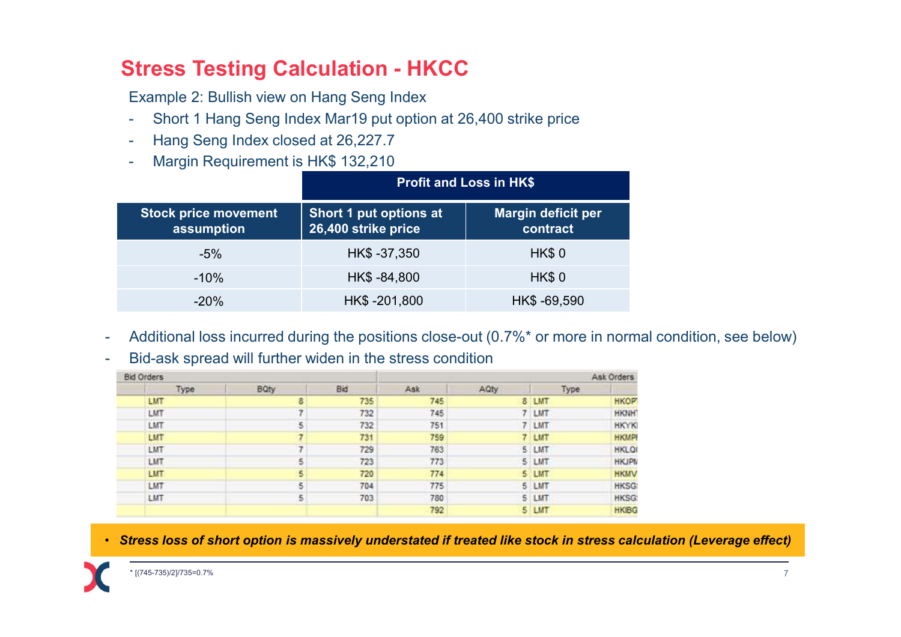# Stress Testing Calculation - HKCC

Example 2: Bullish view on Hang Seng Index

- Short 1 Hang Seng Index Mar19 put option at 26,400 strike price
- Hang Seng Index closed at 26,227.7
- Margin Requirement is HK$ 132,210

| | Profit and Loss in HK$ | |
|---|---|---|
| **Stock price movement assumption** | **Short 1 put options at 26,400 strike price** | **Margin deficit per contract** |
| -5% | HK$ -37,350 | HK$ 0 |
| -10% | HK$ -84,800 | HK$ 0 |
| -20% | HK$ -201,800 | HK$ -69,590 |

- Additional loss incurred during the positions close-out (0.7%* or more in normal condition, see below)
- Bid-ask spread will further widen in the stress condition

| Bid Orders | | | Ask Orders | | | |
|---|---|---|---|---|---|---|
| Type | BQty | Bid | Ask | AQty | Type | |
| LMT | 8 | 735 | 745 | 8 | LMT | HKOPT |
| LMT | 7 | 732 | 745 | 7 | LMT | HKNHT |
| LMT | 5 | 732 | 751 | 7 | LMT | HKYKI |
| LMT | 7 | 731 | 759 | 7 | LMT | HKMPF |
| LMT | 7 | 729 | 763 | 5 | LMT | HKLQ |
| LMT | 5 | 723 | 773 | 5 | LMT | HKJPM |
| LMT | 5 | 720 | 774 | 5 | LMT | HKMV |
| LMT | 5 | 704 | 775 | 5 | LMT | HKSG |
| LMT | 5 | 703 | 780 | 5 | LMT | HKSG |
| | | | 792 | 5 | LMT | HKIBG |

- ***Stress loss of short option is massively understated if treated like stock in stress calculation (Leverage effect)***

\* [(745-735)/2]/735=0.7%